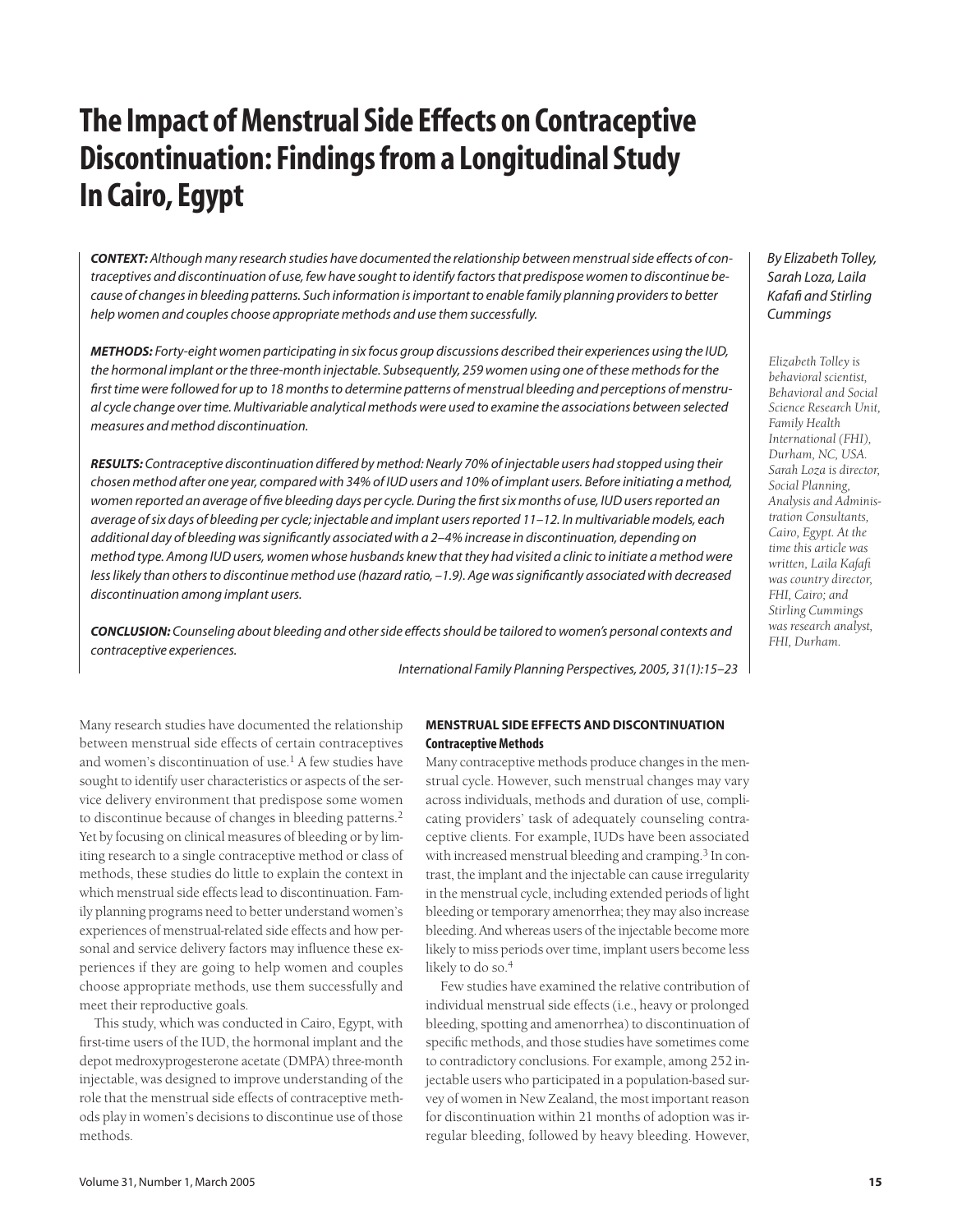# The Impact of Menstrual Side Effects on Contraceptive Discontinuation: Findings from a Longitudinal Study In Cairo, Egypt

*By Elizabeth Tolley, Sarah Loza, Laila Kafafi and Stirling Cummings*

*Elizabeth Tolley is behavioral scientist, Behavioral and Social Science Research Unit, Family Health International (FHI), Durham, NC, USA. Sarah Loza is director, Social Planning, Analysis and Administration Consultants, Cairo, Egypt. At the time this article was written, Laila Kafafi was country director, FHI, Cairo; and Stirling Cummings was research analyst, FHI, Durham.*

***CONTEXT:*** *Although many research studies have documented the relationship between menstrual side effects of contraceptives and discontinuation of use, few have sought to identify factors that predispose women to discontinue because of changes in bleeding patterns. Such information is important to enable family planning providers to better help women and couples choose appropriate methods and use them successfully.*

***METHODS:*** *Forty-eight women participating in six focus group discussions described their experiences using the IUD, the hormonal implant or the three-month injectable. Subsequently, 259 women using one of these methods for the first time were followed for up to 18 months to determine patterns of menstrual bleeding and perceptions of menstrual cycle change over time. Multivariable analytical methods were used to examine the associations between selected measures and method discontinuation.*

***RESULTS:*** *Contraceptive discontinuation differed by method: Nearly 70% of injectable users had stopped using their chosen method after one year, compared with 34% of IUD users and 10% of implant users. Before initiating a method, women reported an average of five bleeding days per cycle. During the first six months of use, IUD users reported an average of six days of bleeding per cycle; injectable and implant users reported 11–12. In multivariable models, each additional day of bleeding was significantly associated with a 2–4% increase in discontinuation, depending on method type. Among IUD users, women whose husbands knew that they had visited a clinic to initiate a method were less likely than others to discontinue method use (hazard ratio, –1.9). Age was significantly associated with decreased discontinuation among implant users.*

***CONCLUSION:*** *Counseling about bleeding and other side effects should be tailored to women's personal contexts and contraceptive experiences.*

*International Family Planning Perspectives, 2005, 31(1):15–23*

Many research studies have documented the relationship between menstrual side effects of certain contraceptives and women's discontinuation of use.[1] A few studies have sought to identify user characteristics or aspects of the service delivery environment that predispose some women to discontinue because of changes in bleeding patterns.[2] Yet by focusing on clinical measures of bleeding or by limiting research to a single contraceptive method or class of methods, these studies do little to explain the context in which menstrual side effects lead to discontinuation. Family planning programs need to better understand women's experiences of menstrual-related side effects and how personal and service delivery factors may influence these experiences if they are going to help women and couples choose appropriate methods, use them successfully and meet their reproductive goals.

This study, which was conducted in Cairo, Egypt, with first-time users of the IUD, the hormonal implant and the depot medroxyprogesterone acetate (DMPA) three-month injectable, was designed to improve understanding of the role that the menstrual side effects of contraceptive methods play in women's decisions to discontinue use of those methods.

## MENSTRUAL SIDE EFFECTS AND DISCONTINUATION

### Contraceptive Methods

Many contraceptive methods produce changes in the menstrual cycle. However, such menstrual changes may vary across individuals, methods and duration of use, complicating providers' task of adequately counseling contraceptive clients. For example, IUDs have been associated with increased menstrual bleeding and cramping.[3] In contrast, the implant and the injectable can cause irregularity in the menstrual cycle, including extended periods of light bleeding or temporary amenorrhea; they may also increase bleeding. And whereas users of the injectable become more likely to miss periods over time, implant users become less likely to do so.[4]

Few studies have examined the relative contribution of individual menstrual side effects (i.e., heavy or prolonged bleeding, spotting and amenorrhea) to discontinuation of specific methods, and those studies have sometimes come to contradictory conclusions. For example, among 252 injectable users who participated in a population-based survey of women in New Zealand, the most important reason for discontinuation within 21 months of adoption was irregular bleeding, followed by heavy bleeding. However,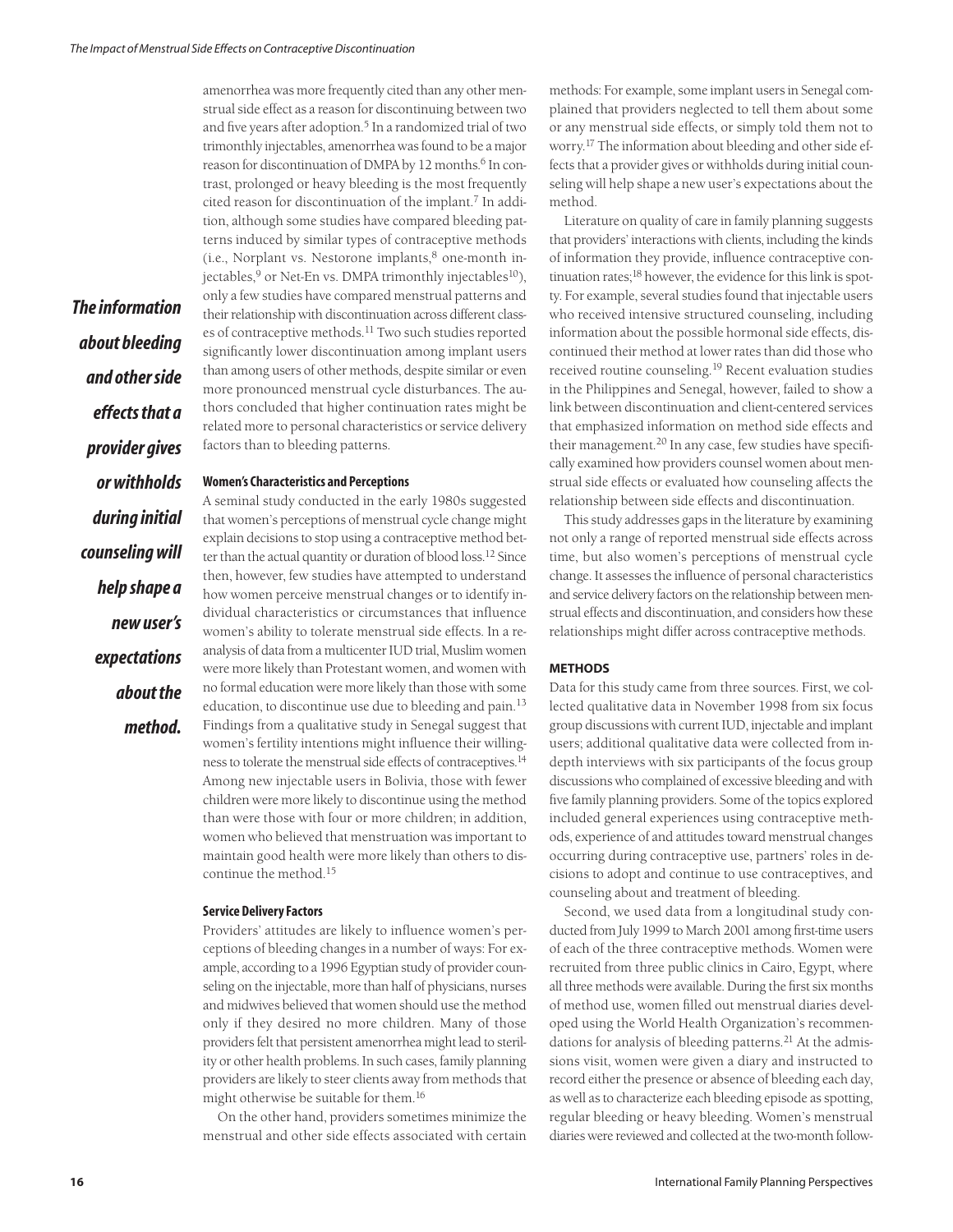amenorrhea was more frequently cited than any other menstrual side effect as a reason for discontinuing between two and five years after adoption.[5] In a randomized trial of two trimonthly injectables, amenorrhea was found to be a major reason for discontinuation of DMPA by 12 months.[6] In contrast, prolonged or heavy bleeding is the most frequently cited reason for discontinuation of the implant.[7] In addition, although some studies have compared bleeding patterns induced by similar types of contraceptive methods (i.e., Norplant vs. Nestorone implants,[8] one-month injectables,[9] or Net-En vs. DMPA trimonthly injectables[10]), only a few studies have compared menstrual patterns and their relationship with discontinuation across different classes of contraceptive methods.[11] Two such studies reported significantly lower discontinuation among implant users than among users of other methods, despite similar or even more pronounced menstrual cycle disturbances. The authors concluded that higher continuation rates might be related more to personal characteristics or service delivery factors than to bleeding patterns.

**Women's Characteristics and Perceptions**

A seminal study conducted in the early 1980s suggested that women's perceptions of menstrual cycle change might explain decisions to stop using a contraceptive method better than the actual quantity or duration of blood loss.[12] Since then, however, few studies have attempted to understand how women perceive menstrual changes or to identify individual characteristics or circumstances that influence women's ability to tolerate menstrual side effects. In a reanalysis of data from a multicenter IUD trial, Muslim women were more likely than Protestant women, and women with no formal education were more likely than those with some education, to discontinue use due to bleeding and pain.[13] Findings from a qualitative study in Senegal suggest that women's fertility intentions might influence their willingness to tolerate the menstrual side effects of contraceptives.[14] Among new injectable users in Bolivia, those with fewer children were more likely to discontinue using the method than were those with four or more children; in addition, women who believed that menstruation was important to maintain good health were more likely than others to discontinue the method.[15]

**Service Delivery Factors**

Providers' attitudes are likely to influence women's perceptions of bleeding changes in a number of ways: For example, according to a 1996 Egyptian study of provider counseling on the injectable, more than half of physicians, nurses and midwives believed that women should use the method only if they desired no more children. Many of those providers felt that persistent amenorrhea might lead to sterility or other health problems. In such cases, family planning providers are likely to steer clients away from methods that might otherwise be suitable for them.[16]

On the other hand, providers sometimes minimize the menstrual and other side effects associated with certain methods: For example, some implant users in Senegal complained that providers neglected to tell them about some or any menstrual side effects, or simply told them not to worry.[17] The information about bleeding and other side effects that a provider gives or withholds during initial counseling will help shape a new user's expectations about the method.

*The information about bleeding and other side effects that a provider gives or withholds during initial counseling will help shape a new user's expectations about the method.*

Literature on quality of care in family planning suggests that providers' interactions with clients, including the kinds of information they provide, influence contraceptive continuation rates;[18] however, the evidence for this link is spotty. For example, several studies found that injectable users who received intensive structured counseling, including information about the possible hormonal side effects, discontinued their method at lower rates than did those who received routine counseling.[19] Recent evaluation studies in the Philippines and Senegal, however, failed to show a link between discontinuation and client-centered services that emphasized information on method side effects and their management.[20] In any case, few studies have specifically examined how providers counsel women about menstrual side effects or evaluated how counseling affects the relationship between side effects and discontinuation.

This study addresses gaps in the literature by examining not only a range of reported menstrual side effects across time, but also women's perceptions of menstrual cycle change. It assesses the influence of personal characteristics and service delivery factors on the relationship between menstrual effects and discontinuation, and considers how these relationships might differ across contraceptive methods.

## METHODS

Data for this study came from three sources. First, we collected qualitative data in November 1998 from six focus group discussions with current IUD, injectable and implant users; additional qualitative data were collected from in-depth interviews with six participants of the focus group discussions who complained of excessive bleeding and with five family planning providers. Some of the topics explored included general experiences using contraceptive methods, experience of and attitudes toward menstrual changes occurring during contraceptive use, partners' roles in decisions to adopt and continue to use contraceptives, and counseling about and treatment of bleeding.

Second, we used data from a longitudinal study conducted from July 1999 to March 2001 among first-time users of each of the three contraceptive methods. Women were recruited from three public clinics in Cairo, Egypt, where all three methods were available. During the first six months of method use, women filled out menstrual diaries developed using the World Health Organization's recommendations for analysis of bleeding patterns.[21] At the admissions visit, women were given a diary and instructed to record either the presence or absence of bleeding each day, as well as to characterize each bleeding episode as spotting, regular bleeding or heavy bleeding. Women's menstrual diaries were reviewed and collected at the two-month follow-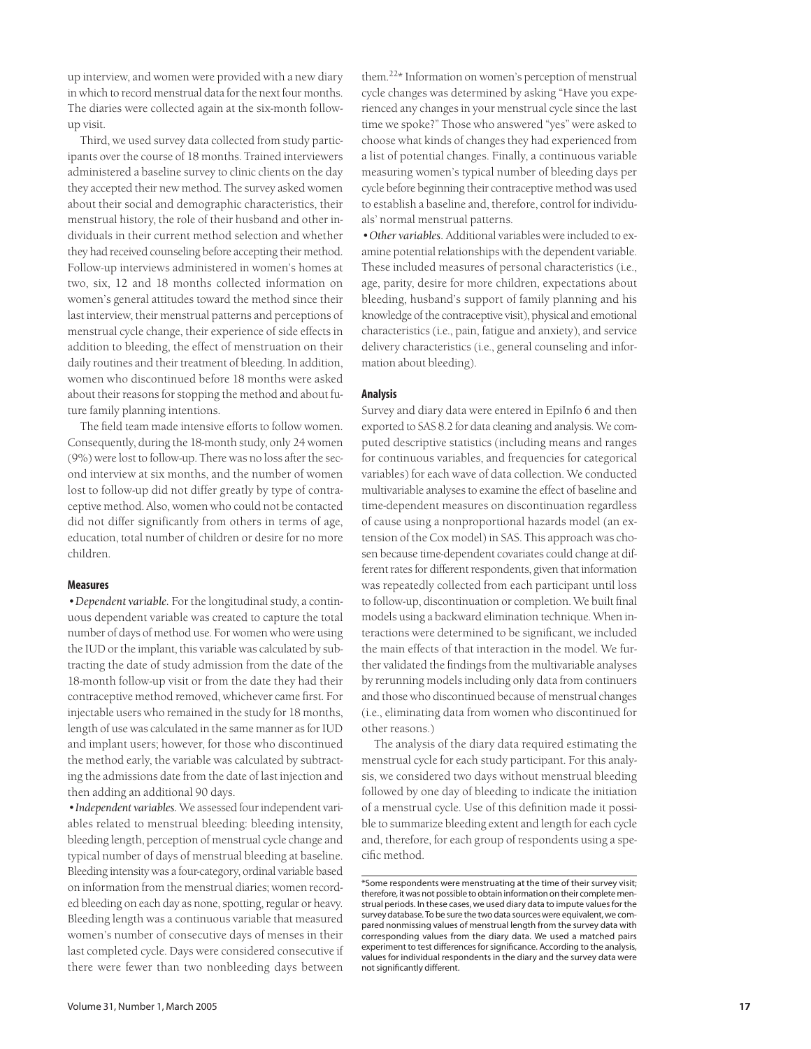up interview, and women were provided with a new diary in which to record menstrual data for the next four months. The diaries were collected again at the six-month follow-up visit.

Third, we used survey data collected from study participants over the course of 18 months. Trained interviewers administered a baseline survey to clinic clients on the day they accepted their new method. The survey asked women about their social and demographic characteristics, their menstrual history, the role of their husband and other individuals in their current method selection and whether they had received counseling before accepting their method. Follow-up interviews administered in women's homes at two, six, 12 and 18 months collected information on women's general attitudes toward the method since their last interview, their menstrual patterns and perceptions of menstrual cycle change, their experience of side effects in addition to bleeding, the effect of menstruation on their daily routines and their treatment of bleeding. In addition, women who discontinued before 18 months were asked about their reasons for stopping the method and about future family planning intentions.

The field team made intensive efforts to follow women. Consequently, during the 18-month study, only 24 women (9%) were lost to follow-up. There was no loss after the second interview at six months, and the number of women lost to follow-up did not differ greatly by type of contraceptive method. Also, women who could not be contacted did not differ significantly from others in terms of age, education, total number of children or desire for no more children.

### Measures

•*Dependent variable.* For the longitudinal study, a continuous dependent variable was created to capture the total number of days of method use. For women who were using the IUD or the implant, this variable was calculated by subtracting the date of study admission from the date of the 18-month follow-up visit or from the date they had their contraceptive method removed, whichever came first. For injectable users who remained in the study for 18 months, length of use was calculated in the same manner as for IUD and implant users; however, for those who discontinued the method early, the variable was calculated by subtracting the admissions date from the date of last injection and then adding an additional 90 days.

•*Independent variables.* We assessed four independent variables related to menstrual bleeding: bleeding intensity, bleeding length, perception of menstrual cycle change and typical number of days of menstrual bleeding at baseline. Bleeding intensity was a four-category, ordinal variable based on information from the menstrual diaries; women recorded bleeding on each day as none, spotting, regular or heavy. Bleeding length was a continuous variable that measured women's number of consecutive days of menses in their last completed cycle. Days were considered consecutive if there were fewer than two nonbleeding days between them.[22]* Information on women's perception of menstrual cycle changes was determined by asking "Have you experienced any changes in your menstrual cycle since the last time we spoke?" Those who answered "yes" were asked to choose what kinds of changes they had experienced from a list of potential changes. Finally, a continuous variable measuring women's typical number of bleeding days per cycle before beginning their contraceptive method was used to establish a baseline and, therefore, control for individuals' normal menstrual patterns.

•*Other variables.* Additional variables were included to examine potential relationships with the dependent variable. These included measures of personal characteristics (i.e., age, parity, desire for more children, expectations about bleeding, husband's support of family planning and his knowledge of the contraceptive visit), physical and emotional characteristics (i.e., pain, fatigue and anxiety), and service delivery characteristics (i.e., general counseling and information about bleeding).

### Analysis

Survey and diary data were entered in EpiInfo 6 and then exported to SAS 8.2 for data cleaning and analysis. We computed descriptive statistics (including means and ranges for continuous variables, and frequencies for categorical variables) for each wave of data collection. We conducted multivariable analyses to examine the effect of baseline and time-dependent measures on discontinuation regardless of cause using a nonproportional hazards model (an extension of the Cox model) in SAS. This approach was chosen because time-dependent covariates could change at different rates for different respondents, given that information was repeatedly collected from each participant until loss to follow-up, discontinuation or completion. We built final models using a backward elimination technique. When interactions were determined to be significant, we included the main effects of that interaction in the model. We further validated the findings from the multivariable analyses by rerunning models including only data from continuers and those who discontinued because of menstrual changes (i.e., eliminating data from women who discontinued for other reasons.)

The analysis of the diary data required estimating the menstrual cycle for each study participant. For this analysis, we considered two days without menstrual bleeding followed by one day of bleeding to indicate the initiation of a menstrual cycle. Use of this definition made it possible to summarize bleeding extent and length for each cycle and, therefore, for each group of respondents using a specific method.

*Some respondents were menstruating at the time of their survey visit; therefore, it was not possible to obtain information on their complete menstrual periods. In these cases, we used diary data to impute values for the survey database. To be sure the two data sources were equivalent, we compared nonmissing values of menstrual length from the survey data with corresponding values from the diary data. We used a matched pairs experiment to test differences for significance. According to the analysis, values for individual respondents in the diary and the survey data were not significantly different.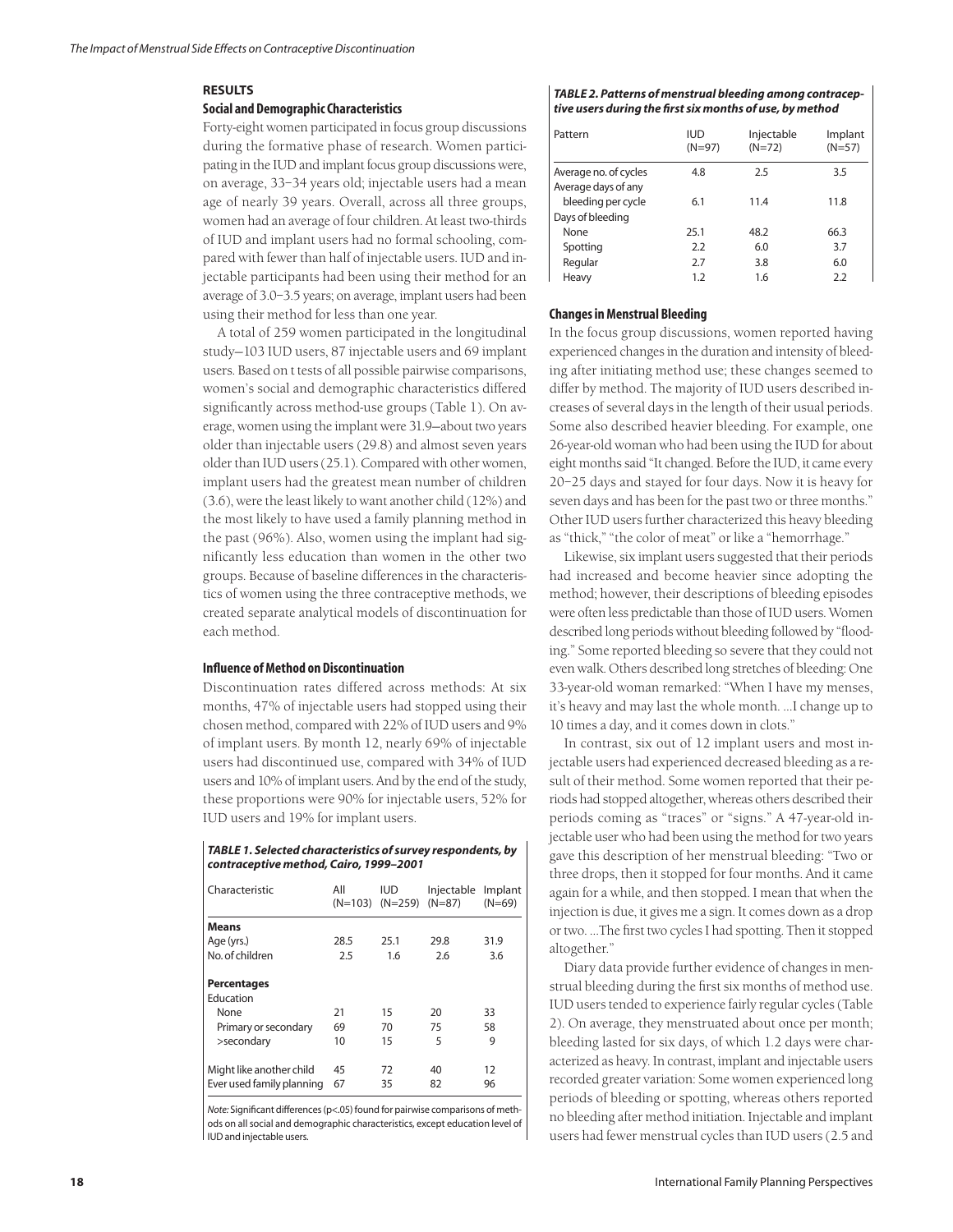## RESULTS

### Social and Demographic Characteristics

Forty-eight women participated in focus group discussions during the formative phase of research. Women participating in the IUD and implant focus group discussions were, on average, 33–34 years old; injectable users had a mean age of nearly 39 years. Overall, across all three groups, women had an average of four children. At least two-thirds of IUD and implant users had no formal schooling, compared with fewer than half of injectable users. IUD and injectable participants had been using their method for an average of 3.0–3.5 years; on average, implant users had been using their method for less than one year.

A total of 259 women participated in the longitudinal study—103 IUD users, 87 injectable users and 69 implant users. Based on t tests of all possible pairwise comparisons, women's social and demographic characteristics differed significantly across method-use groups (Table 1). On average, women using the implant were 31.9—about two years older than injectable users (29.8) and almost seven years older than IUD users (25.1). Compared with other women, implant users had the greatest mean number of children (3.6), were the least likely to want another child (12%) and the most likely to have used a family planning method in the past (96%). Also, women using the implant had significantly less education than women in the other two groups. Because of baseline differences in the characteristics of women using the three contraceptive methods, we created separate analytical models of discontinuation for each method.

### Influence of Method on Discontinuation

Discontinuation rates differed across methods: At six months, 47% of injectable users had stopped using their chosen method, compared with 22% of IUD users and 9% of implant users. By month 12, nearly 69% of injectable users had discontinued use, compared with 34% of IUD users and 10% of implant users. And by the end of the study, these proportions were 90% for injectable users, 52% for IUD users and 19% for implant users.

***TABLE 1. Selected characteristics of survey respondents, by contraceptive method, Cairo, 1999–2001***

| Characteristic | All (N=103) | IUD (N=259) | Injectable (N=87) | Implant (N=69) |
|---|---|---|---|---|
| **Means** | | | | |
| Age (yrs.) | 28.5 | 25.1 | 29.8 | 31.9 |
| No. of children | 2.5 | 1.6 | 2.6 | 3.6 |
| **Percentages** | | | | |
| Education | | | | |
| None | 21 | 15 | 20 | 33 |
| Primary or secondary | 69 | 70 | 75 | 58 |
| >secondary | 10 | 15 | 5 | 9 |
| Might like another child | 45 | 72 | 40 | 12 |
| Ever used family planning | 67 | 35 | 82 | 96 |

*Note:* Significant differences (p<.05) found for pairwise comparisons of methods on all social and demographic characteristics, except education level of IUD and injectable users.

***TABLE 2. Patterns of menstrual bleeding among contraceptive users during the first six months of use, by method***

| Pattern | IUD (N=97) | Injectable (N=72) | Implant (N=57) |
|---|---|---|---|
| Average no. of cycles | 4.8 | 2.5 | 3.5 |
| Average days of any bleeding per cycle | 6.1 | 11.4 | 11.8 |
| Days of bleeding | | | |
| None | 25.1 | 48.2 | 66.3 |
| Spotting | 2.2 | 6.0 | 3.7 |
| Regular | 2.7 | 3.8 | 6.0 |
| Heavy | 1.2 | 1.6 | 2.2 |

### Changes in Menstrual Bleeding

In the focus group discussions, women reported having experienced changes in the duration and intensity of bleeding after initiating method use; these changes seemed to differ by method. The majority of IUD users described increases of several days in the length of their usual periods. Some also described heavier bleeding. For example, one 26-year-old woman who had been using the IUD for about eight months said "It changed. Before the IUD, it came every 20–25 days and stayed for four days. Now it is heavy for seven days and has been for the past two or three months." Other IUD users further characterized this heavy bleeding as "thick," "the color of meat" or like a "hemorrhage."

Likewise, six implant users suggested that their periods had increased and become heavier since adopting the method; however, their descriptions of bleeding episodes were often less predictable than those of IUD users. Women described long periods without bleeding followed by "flooding." Some reported bleeding so severe that they could not even walk. Others described long stretches of bleeding: One 33-year-old woman remarked: "When I have my menses, it's heavy and may last the whole month. ...I change up to 10 times a day, and it comes down in clots."

In contrast, six out of 12 implant users and most injectable users had experienced decreased bleeding as a result of their method. Some women reported that their periods had stopped altogether, whereas others described their periods coming as "traces" or "signs." A 47-year-old injectable user who had been using the method for two years gave this description of her menstrual bleeding: "Two or three drops, then it stopped for four months. And it came again for a while, and then stopped. I mean that when the injection is due, it gives me a sign. It comes down as a drop or two. ...The first two cycles I had spotting. Then it stopped altogether."

Diary data provide further evidence of changes in menstrual bleeding during the first six months of method use. IUD users tended to experience fairly regular cycles (Table 2). On average, they menstruated about once per month; bleeding lasted for six days, of which 1.2 days were characterized as heavy. In contrast, implant and injectable users recorded greater variation: Some women experienced long periods of bleeding or spotting, whereas others reported no bleeding after method initiation. Injectable and implant users had fewer menstrual cycles than IUD users (2.5 and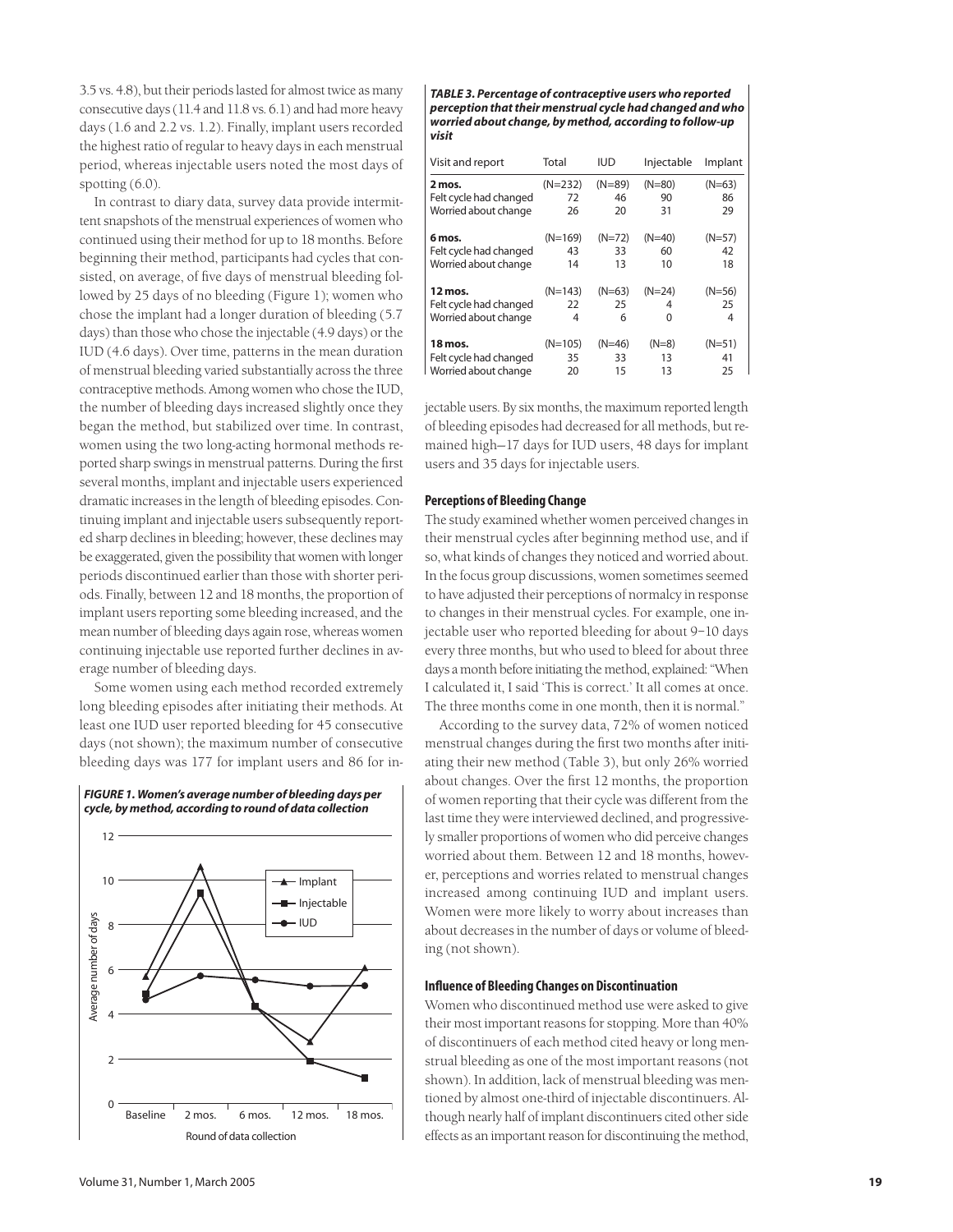3.5 vs. 4.8), but their periods lasted for almost twice as many consecutive days (11.4 and 11.8 vs. 6.1) and had more heavy days (1.6 and 2.2 vs. 1.2). Finally, implant users recorded the highest ratio of regular to heavy days in each menstrual period, whereas injectable users noted the most days of spotting (6.0).

In contrast to diary data, survey data provide intermittent snapshots of the menstrual experiences of women who continued using their method for up to 18 months. Before beginning their method, participants had cycles that consisted, on average, of five days of menstrual bleeding followed by 25 days of no bleeding (Figure 1); women who chose the implant had a longer duration of bleeding (5.7 days) than those who chose the injectable (4.9 days) or the IUD (4.6 days). Over time, patterns in the mean duration of menstrual bleeding varied substantially across the three contraceptive methods. Among women who chose the IUD, the number of bleeding days increased slightly once they began the method, but stabilized over time. In contrast, women using the two long-acting hormonal methods reported sharp swings in menstrual patterns. During the first several months, implant and injectable users experienced dramatic increases in the length of bleeding episodes. Continuing implant and injectable users subsequently reported sharp declines in bleeding; however, these declines may be exaggerated, given the possibility that women with longer periods discontinued earlier than those with shorter periods. Finally, between 12 and 18 months, the proportion of implant users reporting some bleeding increased, and the mean number of bleeding days again rose, whereas women continuing injectable use reported further declines in average number of bleeding days.

Some women using each method recorded extremely long bleeding episodes after initiating their methods. At least one IUD user reported bleeding for 45 consecutive days (not shown); the maximum number of consecutive bleeding days was 177 for implant users and 86 for injectable users. By six months, the maximum reported length of bleeding episodes had decreased for all methods, but remained high—17 days for IUD users, 48 days for implant users and 35 days for injectable users.

***FIGURE 1. Women's average number of bleeding days per cycle, by method, according to round of data collection***

***TABLE 3. Percentage of contraceptive users who reported perception that their menstrual cycle had changed and who worried about change, by method, according to follow-up visit***

| Visit and report | Total | IUD | Injectable | Implant |
|---|---|---|---|---|
| **2 mos.** | (N=232) | (N=89) | (N=80) | (N=63) |
| Felt cycle had changed | 72 | 46 | 90 | 86 |
| Worried about change | 26 | 20 | 31 | 29 |
| **6 mos.** | (N=169) | (N=72) | (N=40) | (N=57) |
| Felt cycle had changed | 43 | 33 | 60 | 42 |
| Worried about change | 14 | 13 | 10 | 18 |
| **12 mos.** | (N=143) | (N=63) | (N=24) | (N=56) |
| Felt cycle had changed | 22 | 25 | 4 | 25 |
| Worried about change | 4 | 6 | 0 | 4 |
| **18 mos.** | (N=105) | (N=46) | (N=8) | (N=51) |
| Felt cycle had changed | 35 | 33 | 13 | 41 |
| Worried about change | 20 | 15 | 13 | 25 |

### Perceptions of Bleeding Change

The study examined whether women perceived changes in their menstrual cycles after beginning method use, and if so, what kinds of changes they noticed and worried about. In the focus group discussions, women sometimes seemed to have adjusted their perceptions of normalcy in response to changes in their menstrual cycles. For example, one injectable user who reported bleeding for about 9–10 days every three months, but who used to bleed for about three days a month before initiating the method, explained: "When I calculated it, I said 'This is correct.' It all comes at once. The three months come in one month, then it is normal."

According to the survey data, 72% of women noticed menstrual changes during the first two months after initiating their new method (Table 3), but only 26% worried about changes. Over the first 12 months, the proportion of women reporting that their cycle was different from the last time they were interviewed declined, and progressively smaller proportions of women who did perceive changes worried about them. Between 12 and 18 months, however, perceptions and worries related to menstrual changes increased among continuing IUD and implant users. Women were more likely to worry about increases than about decreases in the number of days or volume of bleeding (not shown).

### Influence of Bleeding Changes on Discontinuation

Women who discontinued method use were asked to give their most important reasons for stopping. More than 40% of discontinuers of each method cited heavy or long menstrual bleeding as one of the most important reasons (not shown). In addition, lack of menstrual bleeding was mentioned by almost one-third of injectable discontinuers. Although nearly half of implant discontinuers cited other side effects as an important reason for discontinuing the method,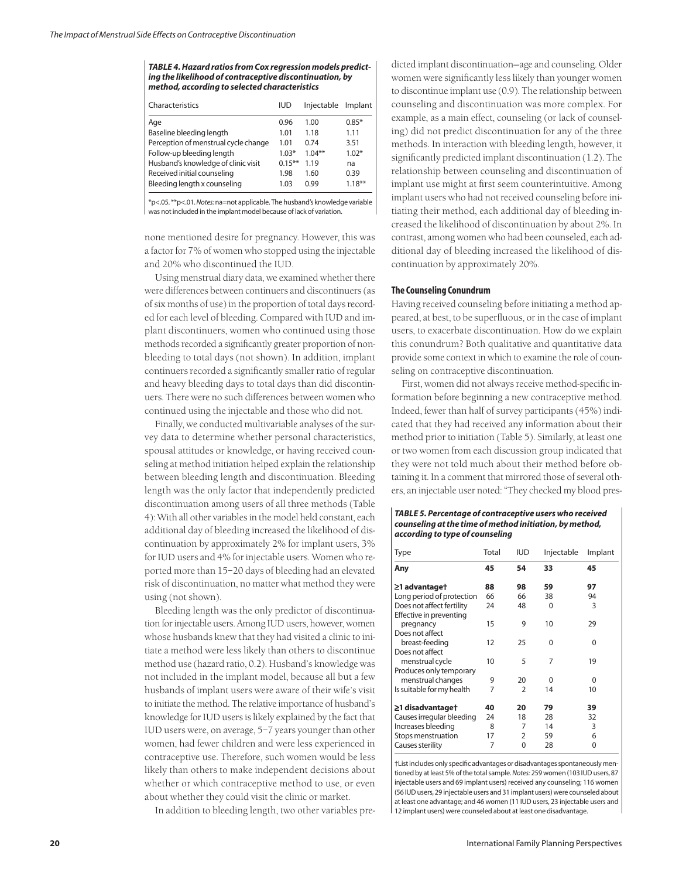**TABLE 4. Hazard ratios from Cox regression models predicting the likelihood of contraceptive discontinuation, by method, according to selected characteristics**

| Characteristics | IUD | Injectable | Implant |
|---|---|---|---|
| Age | 0.96 | 1.00 | 0.85* |
| Baseline bleeding length | 1.01 | 1.18 | 1.11 |
| Perception of menstrual cycle change | 1.01 | 0.74 | 3.51 |
| Follow-up bleeding length | 1.03* | 1.04** | 1.02* |
| Husband's knowledge of clinic visit | 0.15** | 1.19 | na |
| Received initial counseling | 1.98 | 1.60 | 0.39 |
| Bleeding length x counseling | 1.03 | 0.99 | 1.18** |

*p<.05. **p<.01. *Notes:* na=not applicable. The husband's knowledge variable was not included in the implant model because of lack of variation.

none mentioned desire for pregnancy. However, this was a factor for 7% of women who stopped using the injectable and 20% who discontinued the IUD.

Using menstrual diary data, we examined whether there were differences between continuers and discontinuers (as of six months of use) in the proportion of total days recorded for each level of bleeding. Compared with IUD and implant discontinuers, women who continued using those methods recorded a significantly greater proportion of nonbleeding to total days (not shown). In addition, implant continuers recorded a significantly smaller ratio of regular and heavy bleeding days to total days than did discontinuers. There were no such differences between women who continued using the injectable and those who did not.

Finally, we conducted multivariable analyses of the survey data to determine whether personal characteristics, spousal attitudes or knowledge, or having received counseling at method initiation helped explain the relationship between bleeding length and discontinuation. Bleeding length was the only factor that independently predicted discontinuation among users of all three methods (Table 4): With all other variables in the model held constant, each additional day of bleeding increased the likelihood of discontinuation by approximately 2% for implant users, 3% for IUD users and 4% for injectable users. Women who reported more than 15–20 days of bleeding had an elevated risk of discontinuation, no matter what method they were using (not shown).

Bleeding length was the only predictor of discontinuation for injectable users. Among IUD users, however, women whose husbands knew that they had visited a clinic to initiate a method were less likely than others to discontinue method use (hazard ratio, 0.2). Husband's knowledge was not included in the implant model, because all but a few husbands of implant users were aware of their wife's visit to initiate the method. The relative importance of husband's knowledge for IUD users is likely explained by the fact that IUD users were, on average, 5–7 years younger than other women, had fewer children and were less experienced in contraceptive use. Therefore, such women would be less likely than others to make independent decisions about whether or which contraceptive method to use, or even about whether they could visit the clinic or market.

In addition to bleeding length, two other variables predicted implant discontinuation—age and counseling. Older women were significantly less likely than younger women to discontinue implant use (0.9). The relationship between counseling and discontinuation was more complex. For example, as a main effect, counseling (or lack of counseling) did not predict discontinuation for any of the three methods. In interaction with bleeding length, however, it significantly predicted implant discontinuation (1.2). The relationship between counseling and discontinuation of implant use might at first seem counterintuitive. Among implant users who had not received counseling before initiating their method, each additional day of bleeding increased the likelihood of discontinuation by about 2%. In contrast, among women who had been counseled, each additional day of bleeding increased the likelihood of discontinuation by approximately 20%.

#### The Counseling Conundrum

Having received counseling before initiating a method appeared, at best, to be superfluous, or in the case of implant users, to exacerbate discontinuation. How do we explain this conundrum? Both qualitative and quantitative data provide some context in which to examine the role of counseling on contraceptive discontinuation.

First, women did not always receive method-specific information before beginning a new contraceptive method. Indeed, fewer than half of survey participants (45%) indicated that they had received any information about their method prior to initiation (Table 5). Similarly, at least one or two women from each discussion group indicated that they were not told much about their method before obtaining it. In a comment that mirrored those of several others, an injectable user noted: "They checked my blood pres-

**TABLE 5. Percentage of contraceptive users who received counseling at the time of method initiation, by method, according to type of counseling**

| Type | Total | IUD | Injectable | Implant |
|---|---|---|---|---|
| **Any** | **45** | **54** | **33** | **45** |
| **≥1 advantage†** | **88** | **98** | **59** | **97** |
| Long period of protection | 66 | 66 | 38 | 94 |
| Does not affect fertility | 24 | 48 | 0 | 3 |
| Effective in preventing pregnancy | 15 | 9 | 10 | 29 |
| Does not affect breast-feeding | 12 | 25 | 0 | 0 |
| Does not affect menstrual cycle | 10 | 5 | 7 | 19 |
| Produces only temporary menstrual changes | 9 | 20 | 0 | 0 |
| Is suitable for my health | 7 | 2 | 14 | 10 |
| **≥1 disadvantage†** | **40** | **20** | **79** | **39** |
| Causes irregular bleeding | 24 | 18 | 28 | 32 |
| Increases bleeding | 8 | 7 | 14 | 3 |
| Stops menstruation | 17 | 2 | 59 | 6 |
| Causes sterility | 7 | 0 | 28 | 0 |

†List includes only specific advantages or disadvantages spontaneously mentioned by at least 5% of the total sample. *Notes:* 259 women (103 IUD users, 87 injectable users and 69 implant users) received any counseling; 116 women (56 IUD users, 29 injectable users and 31 implant users) were counseled about at least one advantage; and 46 women (11 IUD users, 23 injectable users and 12 implant users) were counseled about at least one disadvantage.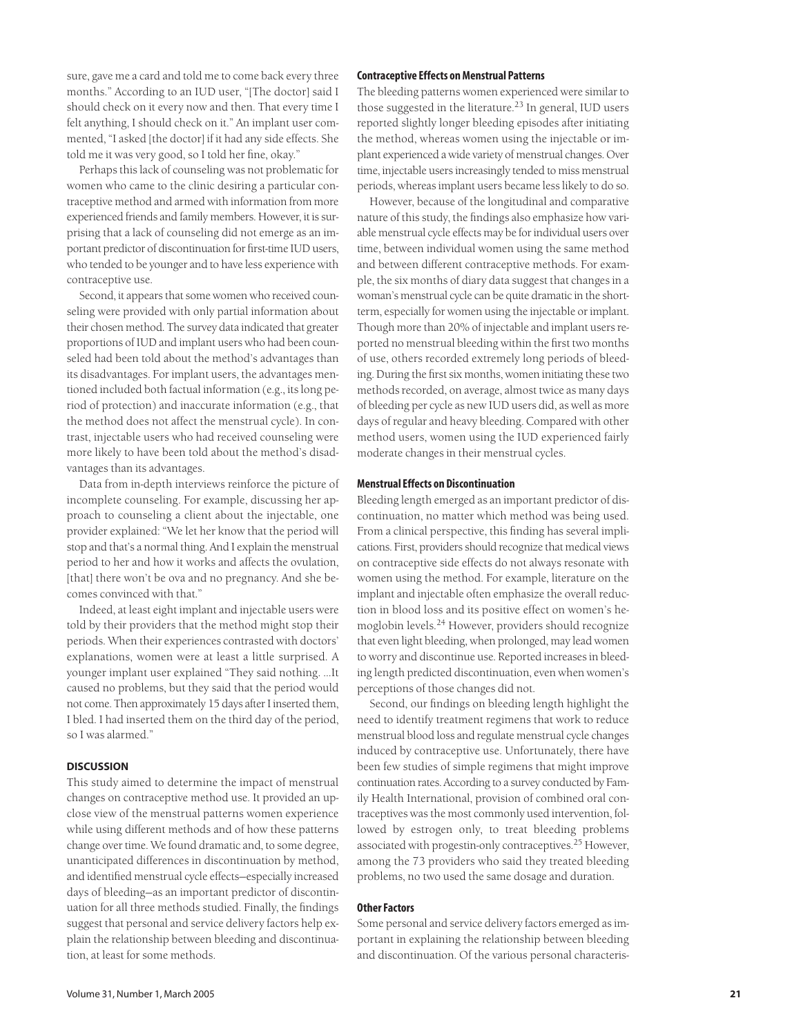sure, gave me a card and told me to come back every three months." According to an IUD user, "[The doctor] said I should check on it every now and then. That every time I felt anything, I should check on it." An implant user commented, "I asked [the doctor] if it had any side effects. She told me it was very good, so I told her fine, okay."

Perhaps this lack of counseling was not problematic for women who came to the clinic desiring a particular contraceptive method and armed with information from more experienced friends and family members. However, it is surprising that a lack of counseling did not emerge as an important predictor of discontinuation for first-time IUD users, who tended to be younger and to have less experience with contraceptive use.

Second, it appears that some women who received counseling were provided with only partial information about their chosen method. The survey data indicated that greater proportions of IUD and implant users who had been counseled had been told about the method's advantages than its disadvantages. For implant users, the advantages mentioned included both factual information (e.g., its long period of protection) and inaccurate information (e.g., that the method does not affect the menstrual cycle). In contrast, injectable users who had received counseling were more likely to have been told about the method's disadvantages than its advantages.

Data from in-depth interviews reinforce the picture of incomplete counseling. For example, discussing her approach to counseling a client about the injectable, one provider explained: "We let her know that the period will stop and that's a normal thing. And I explain the menstrual period to her and how it works and affects the ovulation, [that] there won't be ova and no pregnancy. And she becomes convinced with that."

Indeed, at least eight implant and injectable users were told by their providers that the method might stop their periods. When their experiences contrasted with doctors' explanations, women were at least a little surprised. A younger implant user explained "They said nothing. ...It caused no problems, but they said that the period would not come. Then approximately 15 days after I inserted them, I bled. I had inserted them on the third day of the period, so I was alarmed."

## DISCUSSION

This study aimed to determine the impact of menstrual changes on contraceptive method use. It provided an up-close view of the menstrual patterns women experience while using different methods and of how these patterns change over time. We found dramatic and, to some degree, unanticipated differences in discontinuation by method, and identified menstrual cycle effects—especially increased days of bleeding—as an important predictor of discontinuation for all three methods studied. Finally, the findings suggest that personal and service delivery factors help explain the relationship between bleeding and discontinuation, at least for some methods.

### Contraceptive Effects on Menstrual Patterns

The bleeding patterns women experienced were similar to those suggested in the literature.[23] In general, IUD users reported slightly longer bleeding episodes after initiating the method, whereas women using the injectable or implant experienced a wide variety of menstrual changes. Over time, injectable users increasingly tended to miss menstrual periods, whereas implant users became less likely to do so.

However, because of the longitudinal and comparative nature of this study, the findings also emphasize how variable menstrual cycle effects may be for individual users over time, between individual women using the same method and between different contraceptive methods. For example, the six months of diary data suggest that changes in a woman's menstrual cycle can be quite dramatic in the short-term, especially for women using the injectable or implant. Though more than 20% of injectable and implant users reported no menstrual bleeding within the first two months of use, others recorded extremely long periods of bleeding. During the first six months, women initiating these two methods recorded, on average, almost twice as many days of bleeding per cycle as new IUD users did, as well as more days of regular and heavy bleeding. Compared with other method users, women using the IUD experienced fairly moderate changes in their menstrual cycles.

### Menstrual Effects on Discontinuation

Bleeding length emerged as an important predictor of discontinuation, no matter which method was being used. From a clinical perspective, this finding has several implications. First, providers should recognize that medical views on contraceptive side effects do not always resonate with women using the method. For example, literature on the implant and injectable often emphasize the overall reduction in blood loss and its positive effect on women's hemoglobin levels.[24] However, providers should recognize that even light bleeding, when prolonged, may lead women to worry and discontinue use. Reported increases in bleeding length predicted discontinuation, even when women's perceptions of those changes did not.

Second, our findings on bleeding length highlight the need to identify treatment regimens that work to reduce menstrual blood loss and regulate menstrual cycle changes induced by contraceptive use. Unfortunately, there have been few studies of simple regimens that might improve continuation rates. According to a survey conducted by Family Health International, provision of combined oral contraceptives was the most commonly used intervention, followed by estrogen only, to treat bleeding problems associated with progestin-only contraceptives.[25] However, among the 73 providers who said they treated bleeding problems, no two used the same dosage and duration.

### Other Factors

Some personal and service delivery factors emerged as important in explaining the relationship between bleeding and discontinuation. Of the various personal characteris-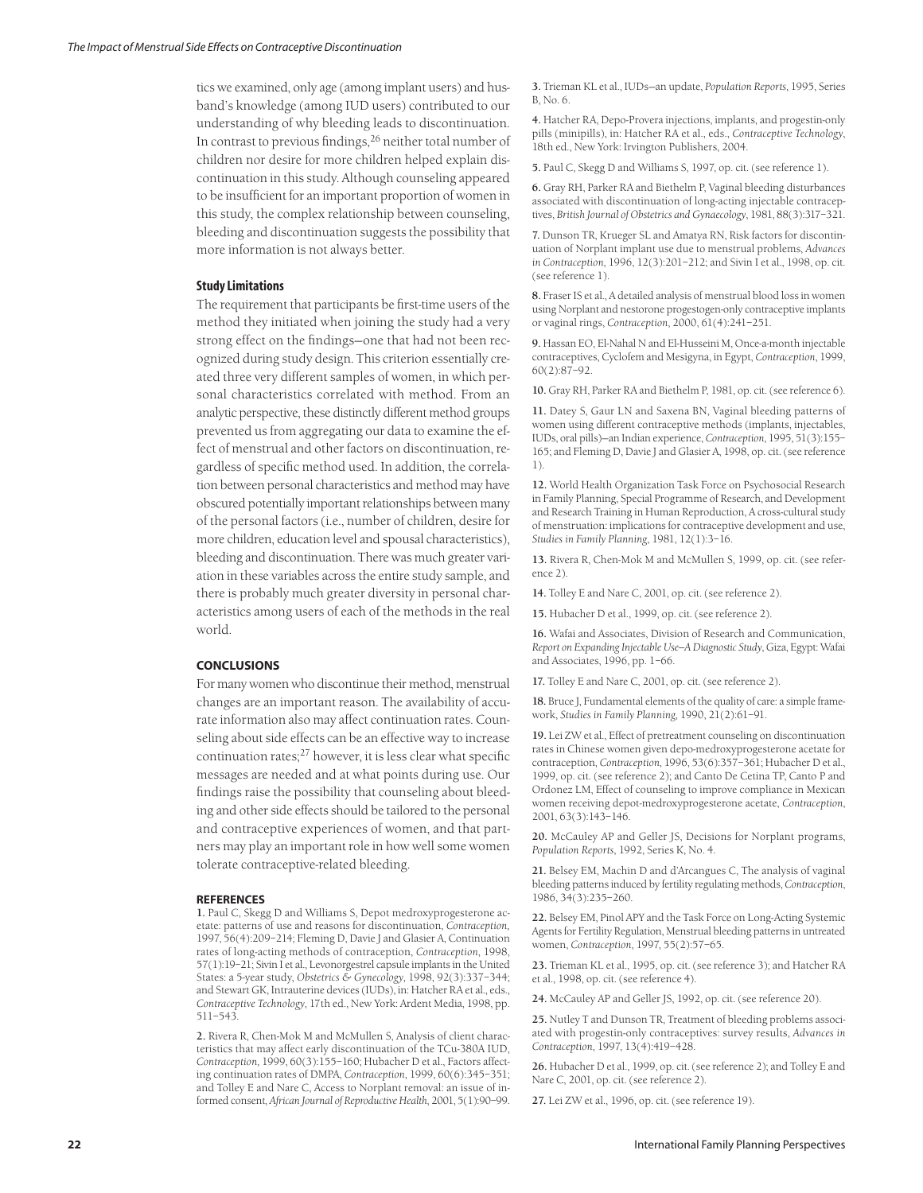tics we examined, only age (among implant users) and husband's knowledge (among IUD users) contributed to our understanding of why bleeding leads to discontinuation. In contrast to previous findings,[26] neither total number of children nor desire for more children helped explain discontinuation in this study. Although counseling appeared to be insufficient for an important proportion of women in this study, the complex relationship between counseling, bleeding and discontinuation suggests the possibility that more information is not always better.

### Study Limitations

The requirement that participants be first-time users of the method they initiated when joining the study had a very strong effect on the findings—one that had not been recognized during study design. This criterion essentially created three very different samples of women, in which personal characteristics correlated with method. From an analytic perspective, these distinctly different method groups prevented us from aggregating our data to examine the effect of menstrual and other factors on discontinuation, regardless of specific method used. In addition, the correlation between personal characteristics and method may have obscured potentially important relationships between many of the personal factors (i.e., number of children, desire for more children, education level and spousal characteristics), bleeding and discontinuation. There was much greater variation in these variables across the entire study sample, and there is probably much greater diversity in personal characteristics among users of each of the methods in the real world.

## CONCLUSIONS

For many women who discontinue their method, menstrual changes are an important reason. The availability of accurate information also may affect continuation rates. Counseling about side effects can be an effective way to increase continuation rates;[27] however, it is less clear what specific messages are needed and at what points during use. Our findings raise the possibility that counseling about bleeding and other side effects should be tailored to the personal and contraceptive experiences of women, and that partners may play an important role in how well some women tolerate contraceptive-related bleeding.

## REFERENCES

**1.** Paul C, Skegg D and Williams S, Depot medroxyprogesterone acetate: patterns of use and reasons for discontinuation, *Contraception,* 1997, 56(4):209–214; Fleming D, Davie J and Glasier A, Continuation rates of long-acting methods of contraception, *Contraception*, 1998, 57(1):19–21; Sivin I et al., Levonorgestrel capsule implants in the United States: a 5-year study, *Obstetrics & Gynecology*, 1998, 92(3):337–344; and Stewart GK, Intrauterine devices (IUDs), in: Hatcher RA et al., eds., *Contraceptive Technology*, 17th ed., New York: Ardent Media, 1998, pp. 511–543.

**2.** Rivera R, Chen-Mok M and McMullen S, Analysis of client characteristics that may affect early discontinuation of the TCu-380A IUD, *Contraception*, 1999, 60(3):155–160; Hubacher D et al., Factors affecting continuation rates of DMPA, *Contraception*, 1999, 60(6):345–351; and Tolley E and Nare C, Access to Norplant removal: an issue of informed consent, *African Journal of Reproductive Health*, 2001, 5(1):90–99.

**3.** Trieman KL et al., IUDs—an update, *Population Reports*, 1995, Series B, No. 6.

**4.** Hatcher RA, Depo-Provera injections, implants, and progestin-only pills (minipills), in: Hatcher RA et al., eds., *Contraceptive Technology*, 18th ed., New York: Irvington Publishers, 2004.

**5.** Paul C, Skegg D and Williams S, 1997, op. cit. (see reference 1).

**6.** Gray RH, Parker RA and Biethelm P, Vaginal bleeding disturbances associated with discontinuation of long-acting injectable contraceptives, *British Journal of Obstetrics and Gynaecology*, 1981, 88(3):317–321.

**7.** Dunson TR, Krueger SL and Amatya RN, Risk factors for discontinuation of Norplant implant use due to menstrual problems, *Advances in Contraception*, 1996, 12(3):201–212; and Sivin I et al., 1998, op. cit. (see reference 1).

**8.** Fraser IS et al., A detailed analysis of menstrual blood loss in women using Norplant and nestorone progestogen-only contraceptive implants or vaginal rings, *Contraception*, 2000, 61(4):241–251.

**9.** Hassan EO, El-Nahal N and El-Husseini M, Once-a-month injectable contraceptives, Cyclofem and Mesigyna, in Egypt, *Contraception*, 1999, 60(2):87–92.

**10.** Gray RH, Parker RA and Biethelm P, 1981, op. cit. (see reference 6).

**11.** Datey S, Gaur LN and Saxena BN, Vaginal bleeding patterns of women using different contraceptive methods (implants, injectables, IUDs, oral pills)—an Indian experience, *Contraception*, 1995, 51(3):155–165; and Fleming D, Davie J and Glasier A, 1998, op. cit. (see reference 1).

**12.** World Health Organization Task Force on Psychosocial Research in Family Planning, Special Programme of Research, and Development and Research Training in Human Reproduction, A cross-cultural study of menstruation: implications for contraceptive development and use, *Studies in Family Planning*, 1981, 12(1):3–16.

**13.** Rivera R, Chen-Mok M and McMullen S, 1999, op. cit. (see reference 2).

**14.** Tolley E and Nare C, 2001, op. cit. (see reference 2).

**15.** Hubacher D et al., 1999, op. cit. (see reference 2).

**16.** Wafai and Associates, Division of Research and Communication, *Report on Expanding Injectable Use—A Diagnostic Study*, Giza, Egypt: Wafai and Associates, 1996, pp. 1–66.

**17.** Tolley E and Nare C, 2001, op. cit. (see reference 2).

**18.** Bruce J, Fundamental elements of the quality of care: a simple framework, *Studies in Family Planning*, 1990, 21(2):61–91.

**19.** Lei ZW et al., Effect of pretreatment counseling on discontinuation rates in Chinese women given depo-medroxyprogesterone acetate for contraception, *Contraception*, 1996, 53(6):357–361; Hubacher D et al., 1999, op. cit. (see reference 2); and Canto De Cetina TP, Canto P and Ordonez LM, Effect of counseling to improve compliance in Mexican women receiving depot-medroxyprogesterone acetate, *Contraception*, 2001, 63(3):143–146.

**20.** McCauley AP and Geller JS, Decisions for Norplant programs, *Population Reports*, 1992, Series K, No. 4.

**21.** Belsey EM, Machin D and d'Arcangues C, The analysis of vaginal bleeding patterns induced by fertility regulating methods, *Contraception*, 1986, 34(3):235–260.

**22.** Belsey EM, Pinol APY and the Task Force on Long-Acting Systemic Agents for Fertility Regulation, Menstrual bleeding patterns in untreated women, *Contraception*, 1997, 55(2):57–65.

**23.** Trieman KL et al., 1995, op. cit. (see reference 3); and Hatcher RA et al., 1998, op. cit. (see reference 4).

**24.** McCauley AP and Geller JS, 1992, op. cit. (see reference 20).

**25.** Nutley T and Dunson TR, Treatment of bleeding problems associated with progestin-only contraceptives: survey results, *Advances in Contraception*, 1997, 13(4):419–428.

**26.** Hubacher D et al., 1999, op. cit. (see reference 2); and Tolley E and Nare C, 2001, op. cit. (see reference 2).

**27.** Lei ZW et al., 1996, op. cit. (see reference 19).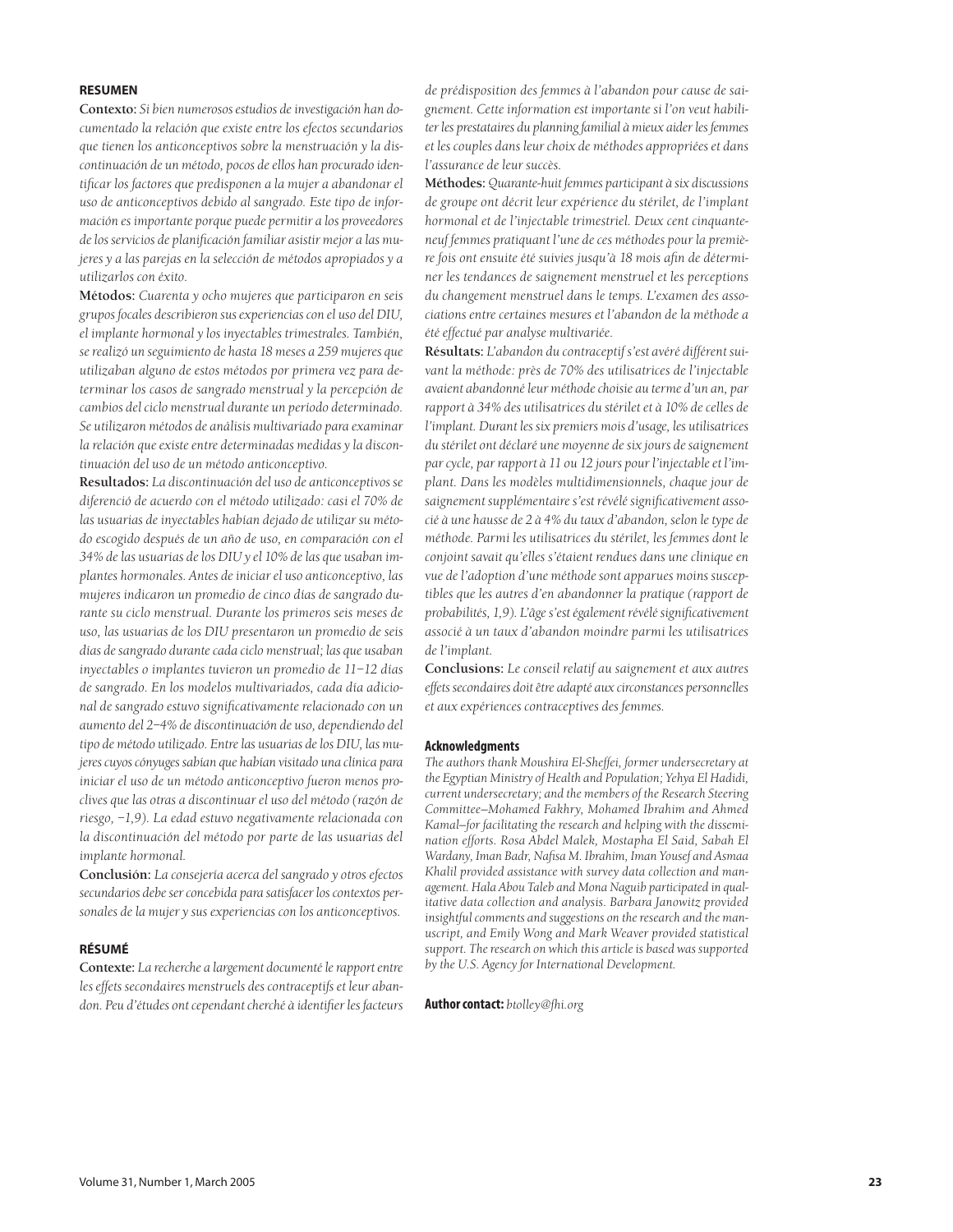### RESUMEN

**Contexto:** *Si bien numerosos estudios de investigación han documentado la relación que existe entre los efectos secundarios que tienen los anticonceptivos sobre la menstruación y la discontinuación de un método, pocos de ellos han procurado identificar los factores que predisponen a la mujer a abandonar el uso de anticonceptivos debido al sangrado. Este tipo de información es importante porque puede permitir a los proveedores de los servicios de planificación familiar asistir mejor a las mujeres y a las parejas en la selección de métodos apropiados y a utilizarlos con éxito.*

**Métodos:** *Cuarenta y ocho mujeres que participaron en seis grupos focales describieron sus experiencias con el uso del DIU, el implante hormonal y los inyectables trimestrales. También, se realizó un seguimiento de hasta 18 meses a 259 mujeres que utilizaban alguno de estos métodos por primera vez para determinar los casos de sangrado menstrual y la percepción de cambios del ciclo menstrual durante un período determinado. Se utilizaron métodos de análisis multivariado para examinar la relación que existe entre determinadas medidas y la discontinuación del uso de un método anticonceptivo.*

**Resultados:** *La discontinuación del uso de anticonceptivos se diferenció de acuerdo con el método utilizado: casi el 70% de las usuarias de inyectables habían dejado de utilizar su método escogido después de un año de uso, en comparación con el 34% de las usuarias de los DIU y el 10% de las que usaban implantes hormonales. Antes de iniciar el uso anticonceptivo, las mujeres indicaron un promedio de cinco días de sangrado durante su ciclo menstrual. Durante los primeros seis meses de uso, las usuarias de los DIU presentaron un promedio de seis días de sangrado durante cada ciclo menstrual; las que usaban inyectables o implantes tuvieron un promedio de 11–12 días de sangrado. En los modelos multivariados, cada día adicional de sangrado estuvo significativamente relacionado con un aumento del 2–4% de discontinuación de uso, dependiendo del tipo de método utilizado. Entre las usuarias de los DIU, las mujeres cuyos cónyuges sabían que habían visitado una clínica para iniciar el uso de un método anticonceptivo fueron menos proclives que las otras a discontinuar el uso del método (razón de riesgo, −1,9). La edad estuvo negativamente relacionada con la discontinuación del método por parte de las usuarias del implante hormonal.*

**Conclusión:** *La consejería acerca del sangrado y otros efectos secundarios debe ser concebida para satisfacer los contextos personales de la mujer y sus experiencias con los anticonceptivos.*

### RÉSUMÉ

**Contexte:** *La recherche a largement documenté le rapport entre les effets secondaires menstruels des contraceptifs et leur abandon. Peu d'études ont cependant cherché à identifier les facteurs de prédisposition des femmes à l'abandon pour cause de saignement. Cette information est importante si l'on veut habiliter les prestataires du planning familial à mieux aider les femmes et les couples dans leur choix de méthodes appropriées et dans l'assurance de leur succès.*

**Méthodes:** *Quarante-huit femmes participant à six discussions de groupe ont décrit leur expérience du stérilet, de l'implant hormonal et de l'injectable trimestriel. Deux cent cinquante-neuf femmes pratiquant l'une de ces méthodes pour la première fois ont ensuite été suivies jusqu'à 18 mois afin de déterminer les tendances de saignement menstruel et les perceptions du changement menstruel dans le temps. L'examen des associations entre certaines mesures et l'abandon de la méthode a été effectué par analyse multivariée.*

**Résultats:** *L'abandon du contraceptif s'est avéré différent suivant la méthode: près de 70% des utilisatrices de l'injectable avaient abandonné leur méthode choisie au terme d'un an, par rapport à 34% des utilisatrices du stérilet et à 10% de celles de l'implant. Durant les six premiers mois d'usage, les utilisatrices du stérilet ont déclaré une moyenne de six jours de saignement par cycle, par rapport à 11 ou 12 jours pour l'injectable et l'implant. Dans les modèles multidimensionnels, chaque jour de saignement supplémentaire s'est révélé significativement associé à une hausse de 2 à 4% du taux d'abandon, selon le type de méthode. Parmi les utilisatrices du stérilet, les femmes dont le conjoint savait qu'elles s'étaient rendues dans une clinique en vue de l'adoption d'une méthode sont apparues moins susceptibles que les autres d'en abandonner la pratique (rapport de probabilités, 1,9). L'âge s'est également révélé significativement associé à un taux d'abandon moindre parmi les utilisatrices de l'implant.*

**Conclusions:** *Le conseil relatif au saignement et aux autres effets secondaires doit être adapté aux circonstances personnelles et aux expériences contraceptives des femmes.*

### Acknowledgments

*The authors thank Moushira El-Sheffei, former undersecretary at the Egyptian Ministry of Health and Population; Yehya El Hadidi, current undersecretary; and the members of the Research Steering Committee—Mohamed Fakhry, Mohamed Ibrahim and Ahmed Kamal—for facilitating the research and helping with the dissemination efforts. Rosa Abdel Malek, Mostapha El Said, Sabah El Wardany, Iman Badr, Nafisa M. Ibrahim, Iman Yousef and Asmaa Khalil provided assistance with survey data collection and management. Hala Abou Taleb and Mona Naguib participated in qualitative data collection and analysis. Barbara Janowitz provided insightful comments and suggestions on the research and the manuscript, and Emily Wong and Mark Weaver provided statistical support. The research on which this article is based was supported by the U.S. Agency for International Development.*

**Author contact:** *btolley@fhi.org*